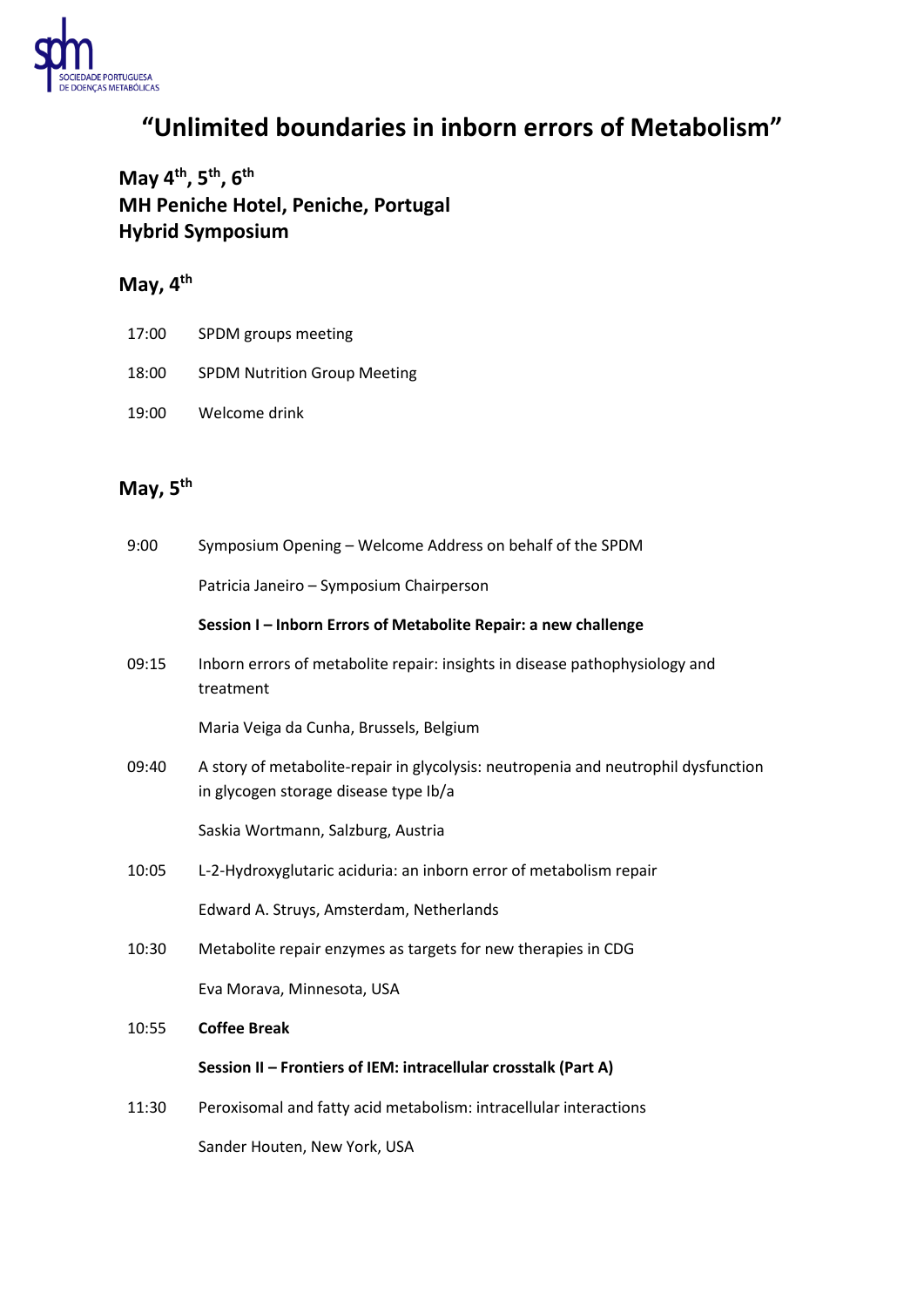# “Unlimited boundaries in inborn errors of Metabolism”

**May 4th, 5th, 6th**
**MH Peniche Hotel, Peniche, Portugal**
**Hybrid Symposium**

## May, 4th

| | |
|---|---|
| 17:00 | SPDM groups meeting |
| 18:00 | SPDM Nutrition Group Meeting |
| 19:00 | Welcome drink |

## May, 5th

9:00 Symposium Opening – Welcome Address on behalf of the SPDM

Patricia Janeiro – Symposium Chairperson

**Session I – Inborn Errors of Metabolite Repair: a new challenge**

09:15 Inborn errors of metabolite repair: insights in disease pathophysiology and treatment

Maria Veiga da Cunha, Brussels, Belgium

09:40 A story of metabolite-repair in glycolysis: neutropenia and neutrophil dysfunction in glycogen storage disease type Ib/a

Saskia Wortmann, Salzburg, Austria

10:05 L-2-Hydroxyglutaric aciduria: an inborn error of metabolism repair

Edward A. Struys, Amsterdam, Netherlands

10:30 Metabolite repair enzymes as targets for new therapies in CDG

Eva Morava, Minnesota, USA

10:55 **Coffee Break**

**Session II – Frontiers of IEM: intracellular crosstalk (Part A)**

11:30 Peroxisomal and fatty acid metabolism: intracellular interactions

Sander Houten, New York, USA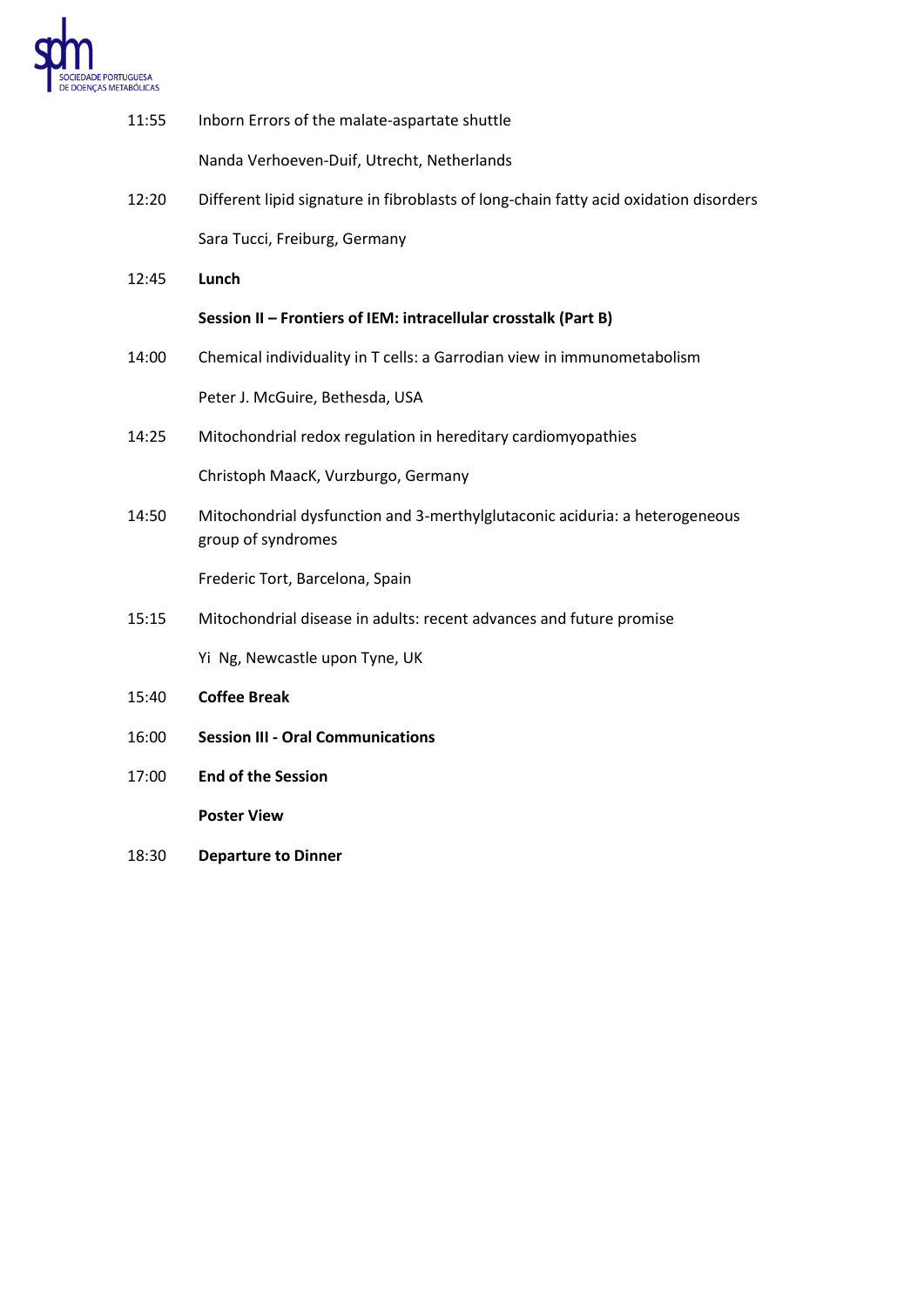11:55 Inborn Errors of the malate-aspartate shuttle

Nanda Verhoeven-Duif, Utrecht, Netherlands

12:20 Different lipid signature in fibroblasts of long-chain fatty acid oxidation disorders

Sara Tucci, Freiburg, Germany

12:45 **Lunch**

**Session II – Frontiers of IEM: intracellular crosstalk (Part B)**

14:00 Chemical individuality in T cells: a Garrodian view in immunometabolism

Peter J. McGuire, Bethesda, USA

14:25 Mitochondrial redox regulation in hereditary cardiomyopathies

Christoph MaacK, Vurzburgo, Germany

14:50 Mitochondrial dysfunction and 3-merthylglutaconic aciduria: a heterogeneous group of syndromes

Frederic Tort, Barcelona, Spain

15:15 Mitochondrial disease in adults: recent advances and future promise

Yi Ng, Newcastle upon Tyne, UK

15:40 **Coffee Break**

16:00 **Session III - Oral Communications**

17:00 **End of the Session**

**Poster View**

18:30 **Departure to Dinner**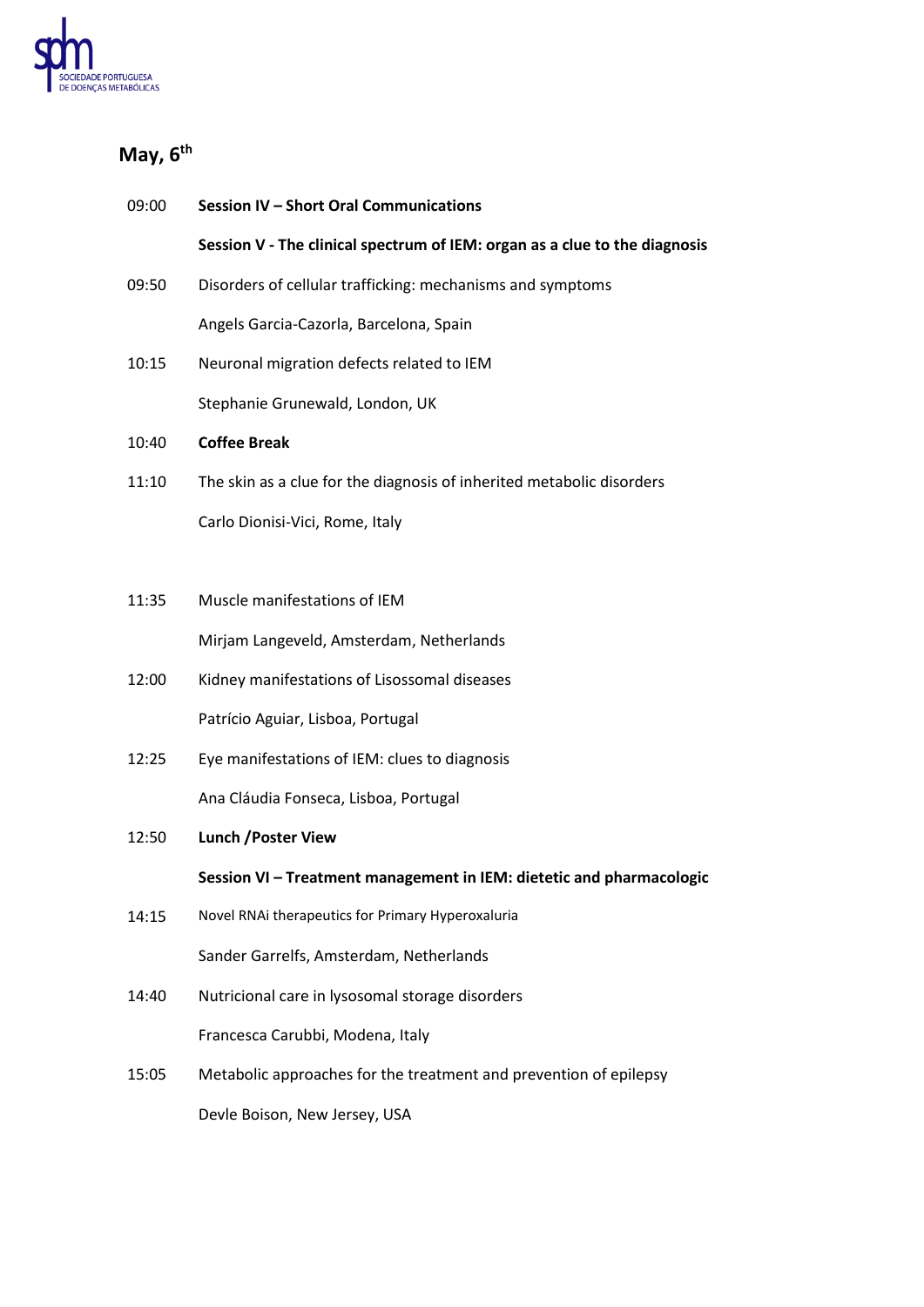## May, 6th

| | |
|---|---|
| 09:00 | **Session IV – Short Oral Communications** |
| | **Session V - The clinical spectrum of IEM: organ as a clue to the diagnosis** |
| 09:50 | Disorders of cellular trafficking: mechanisms and symptoms |
| | Angels Garcia-Cazorla, Barcelona, Spain |
| 10:15 | Neuronal migration defects related to IEM |
| | Stephanie Grunewald, London, UK |
| 10:40 | **Coffee Break** |
| 11:10 | The skin as a clue for the diagnosis of inherited metabolic disorders |
| | Carlo Dionisi-Vici, Rome, Italy |
| 11:35 | Muscle manifestations of IEM |
| | Mirjam Langeveld, Amsterdam, Netherlands |
| 12:00 | Kidney manifestations of Lisossomal diseases |
| | Patrício Aguiar, Lisboa, Portugal |
| 12:25 | Eye manifestations of IEM: clues to diagnosis |
| | Ana Cláudia Fonseca, Lisboa, Portugal |
| 12:50 | **Lunch /Poster View** |
| | **Session VI – Treatment management in IEM: dietetic and pharmacologic** |
| 14:15 | Novel RNAi therapeutics for Primary Hyperoxaluria |
| | Sander Garrelfs, Amsterdam, Netherlands |
| 14:40 | Nutricional care in lysosomal storage disorders |
| | Francesca Carubbi, Modena, Italy |
| 15:05 | Metabolic approaches for the treatment and prevention of epilepsy |
| | Devle Boison, New Jersey, USA |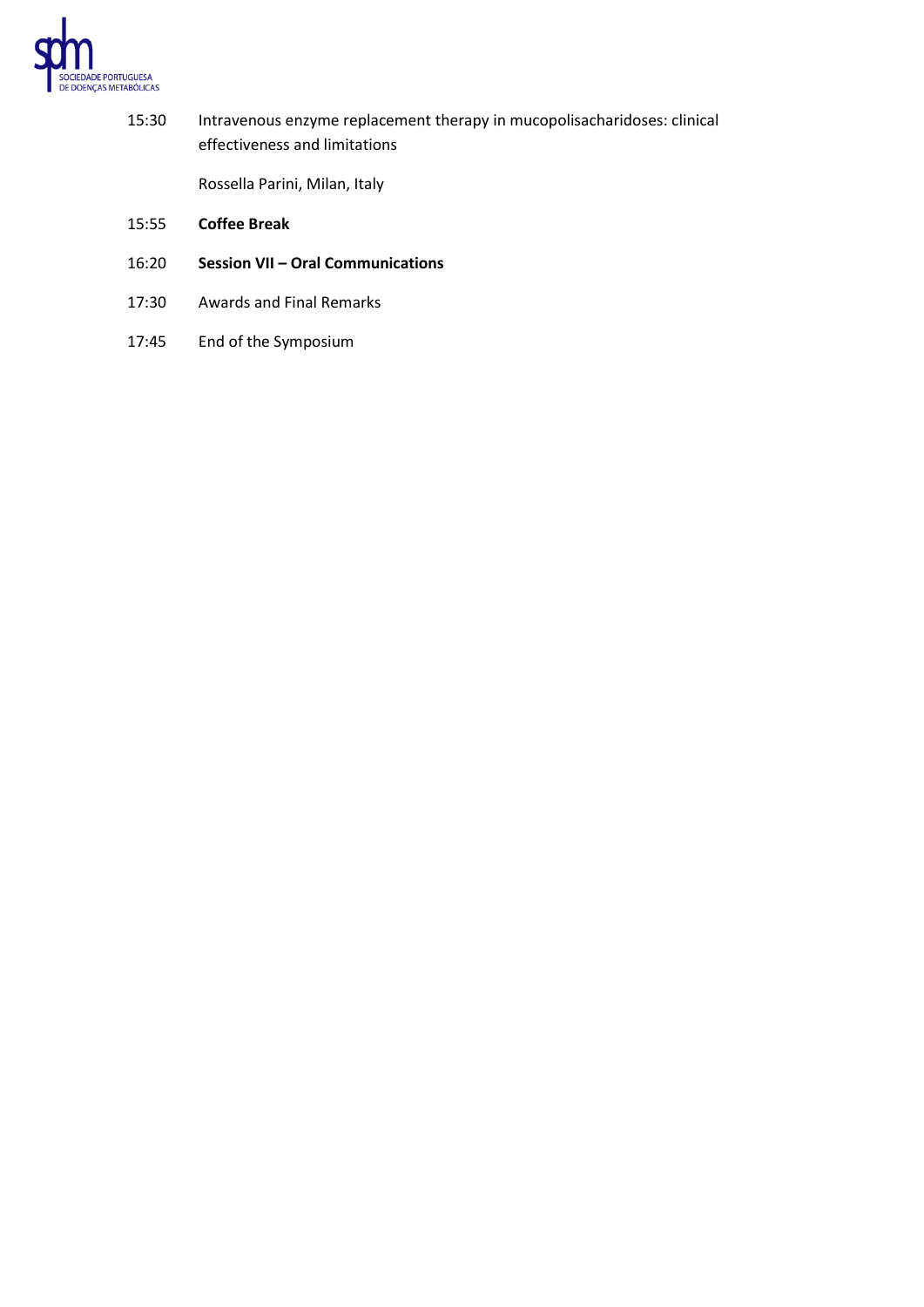15:30 Intravenous enzyme replacement therapy in mucopolisacharidoses: clinical effectiveness and limitations

Rossella Parini, Milan, Italy

15:55 **Coffee Break**

16:20 **Session VII – Oral Communications**

17:30 Awards and Final Remarks

17:45 End of the Symposium